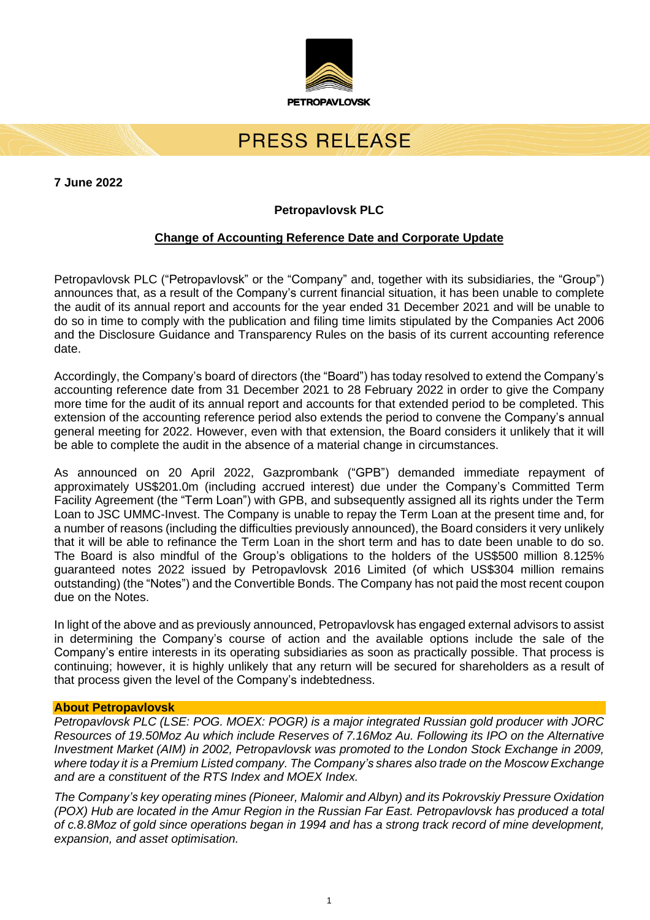PETROPAVLOVSK

# PRESS RELEASE

**7 June 2022**

**Petropavlovsk PLC**

## Change of Accounting Reference Date and Corporate Update

Petropavlovsk PLC ("Petropavlovsk" or the "Company" and, together with its subsidiaries, the "Group") announces that, as a result of the Company's current financial situation, it has been unable to complete the audit of its annual report and accounts for the year ended 31 December 2021 and will be unable to do so in time to comply with the publication and filing time limits stipulated by the Companies Act 2006 and the Disclosure Guidance and Transparency Rules on the basis of its current accounting reference date.

Accordingly, the Company's board of directors (the "Board") has today resolved to extend the Company's accounting reference date from 31 December 2021 to 28 February 2022 in order to give the Company more time for the audit of its annual report and accounts for that extended period to be completed. This extension of the accounting reference period also extends the period to convene the Company's annual general meeting for 2022. However, even with that extension, the Board considers it unlikely that it will be able to complete the audit in the absence of a material change in circumstances.

As announced on 20 April 2022, Gazprombank ("GPB") demanded immediate repayment of approximately US$201.0m (including accrued interest) due under the Company's Committed Term Facility Agreement (the "Term Loan") with GPB, and subsequently assigned all its rights under the Term Loan to JSC UMMC-Invest. The Company is unable to repay the Term Loan at the present time and, for a number of reasons (including the difficulties previously announced), the Board considers it very unlikely that it will be able to refinance the Term Loan in the short term and has to date been unable to do so. The Board is also mindful of the Group's obligations to the holders of the US$500 million 8.125% guaranteed notes 2022 issued by Petropavlovsk 2016 Limited (of which US$304 million remains outstanding) (the "Notes") and the Convertible Bonds. The Company has not paid the most recent coupon due on the Notes.

In light of the above and as previously announced, Petropavlovsk has engaged external advisors to assist in determining the Company's course of action and the available options include the sale of the Company's entire interests in its operating subsidiaries as soon as practically possible. That process is continuing; however, it is highly unlikely that any return will be secured for shareholders as a result of that process given the level of the Company's indebtedness.

**About Petropavlovsk**

*Petropavlovsk PLC (LSE: POG. MOEX: POGR) is a major integrated Russian gold producer with JORC Resources of 19.50Moz Au which include Reserves of 7.16Moz Au. Following its IPO on the Alternative Investment Market (AIM) in 2002, Petropavlovsk was promoted to the London Stock Exchange in 2009, where today it is a Premium Listed company. The Company's shares also trade on the Moscow Exchange and are a constituent of the RTS Index and MOEX Index.*

*The Company's key operating mines (Pioneer, Malomir and Albyn) and its Pokrovskiy Pressure Oxidation (POX) Hub are located in the Amur Region in the Russian Far East. Petropavlovsk has produced a total of c.8.8Moz of gold since operations began in 1994 and has a strong track record of mine development, expansion, and asset optimisation.*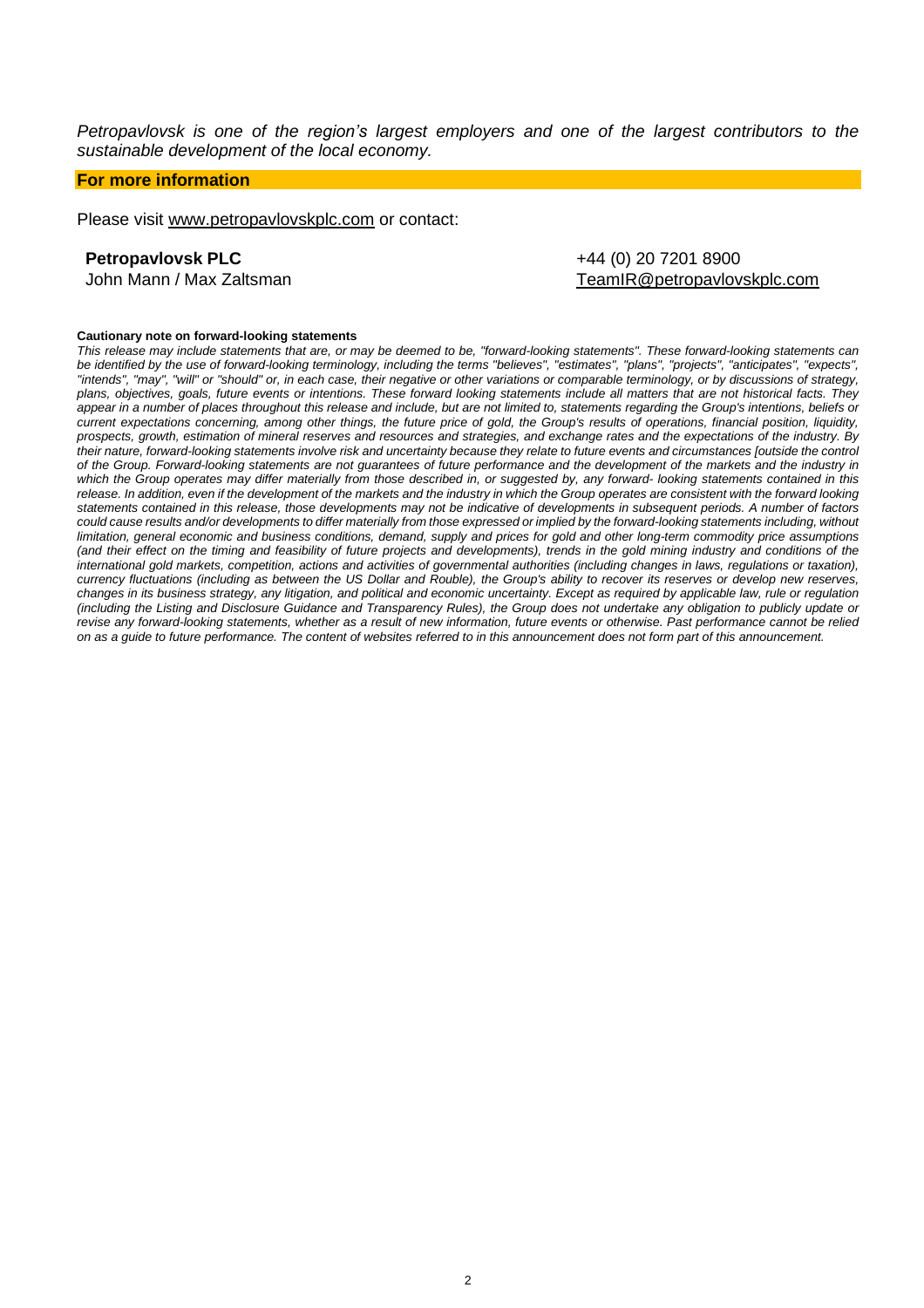*Petropavlovsk is one of the region's largest employers and one of the largest contributors to the sustainable development of the local economy.*

## For more information

Please visit www.petropavlovskplc.com or contact:

**Petropavlovsk PLC**
John Mann / Max Zaltsman

+44 (0) 20 7201 8900
TeamIR@petropavlovskplc.com

**Cautionary note on forward-looking statements**

*This release may include statements that are, or may be deemed to be, "forward-looking statements". These forward-looking statements can be identified by the use of forward-looking terminology, including the terms "believes", "estimates", "plans", "projects", "anticipates", "expects", "intends", "may", "will" or "should" or, in each case, their negative or other variations or comparable terminology, or by discussions of strategy, plans, objectives, goals, future events or intentions. These forward looking statements include all matters that are not historical facts. They appear in a number of places throughout this release and include, but are not limited to, statements regarding the Group's intentions, beliefs or current expectations concerning, among other things, the future price of gold, the Group's results of operations, financial position, liquidity, prospects, growth, estimation of mineral reserves and resources and strategies, and exchange rates and the expectations of the industry. By their nature, forward-looking statements involve risk and uncertainty because they relate to future events and circumstances [outside the control of the Group. Forward-looking statements are not guarantees of future performance and the development of the markets and the industry in which the Group operates may differ materially from those described in, or suggested by, any forward- looking statements contained in this release. In addition, even if the development of the markets and the industry in which the Group operates are consistent with the forward looking statements contained in this release, those developments may not be indicative of developments in subsequent periods. A number of factors could cause results and/or developments to differ materially from those expressed or implied by the forward-looking statements including, without limitation, general economic and business conditions, demand, supply and prices for gold and other long-term commodity price assumptions (and their effect on the timing and feasibility of future projects and developments), trends in the gold mining industry and conditions of the international gold markets, competition, actions and activities of governmental authorities (including changes in laws, regulations or taxation), currency fluctuations (including as between the US Dollar and Rouble), the Group's ability to recover its reserves or develop new reserves, changes in its business strategy, any litigation, and political and economic uncertainty. Except as required by applicable law, rule or regulation (including the Listing and Disclosure Guidance and Transparency Rules), the Group does not undertake any obligation to publicly update or revise any forward-looking statements, whether as a result of new information, future events or otherwise. Past performance cannot be relied on as a guide to future performance. The content of websites referred to in this announcement does not form part of this announcement.*